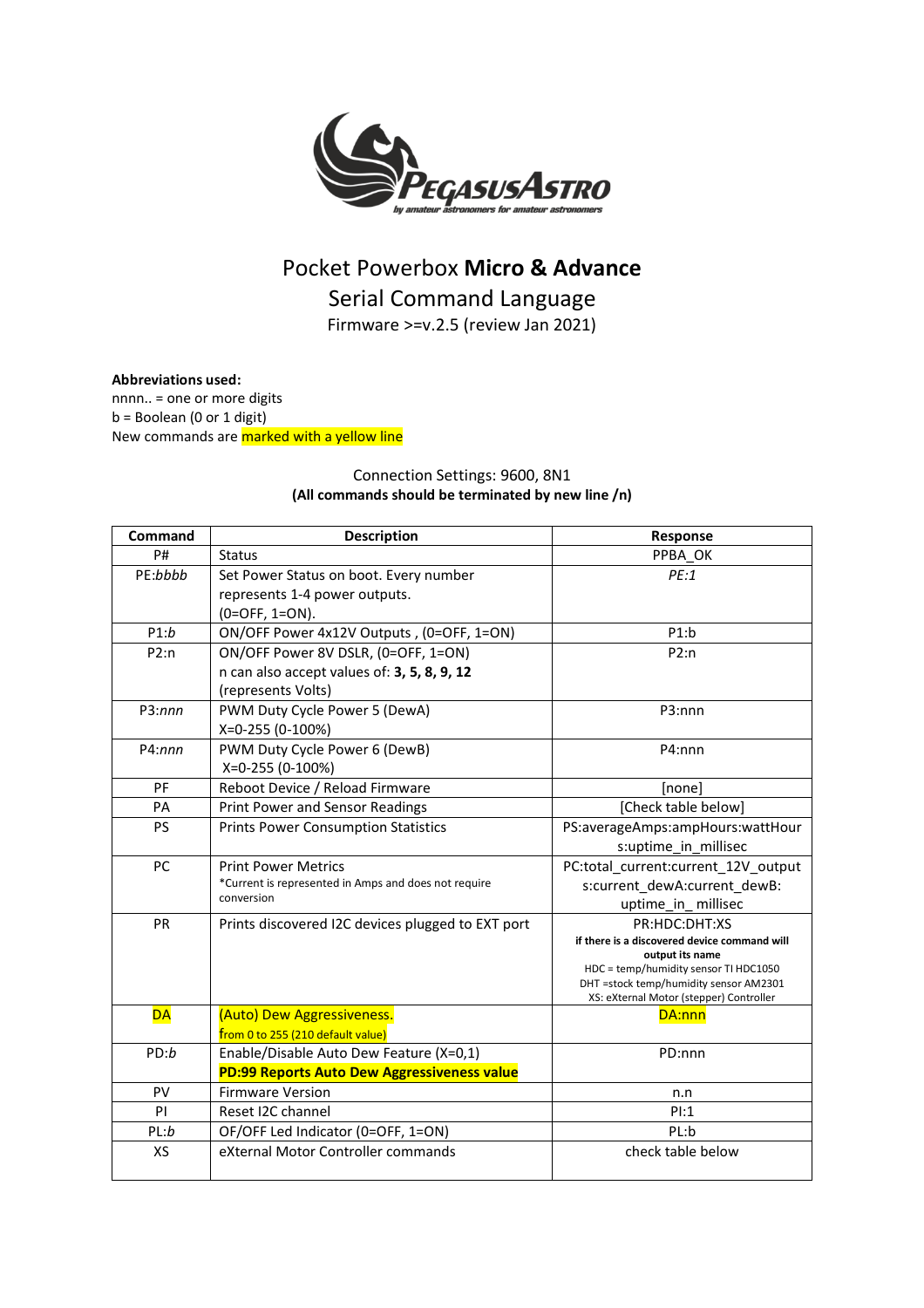# Pocket Powerbox **Micro & Advance**

## Serial Command Language

Firmware >=v.2.5 (review Jan 2021)

**Abbreviations used:**

nnnn.. = one or more digits
b = Boolean (0 or 1 digit)
New commands are marked with a yellow line

Connection Settings: 9600, 8N1
**(All commands should be terminated by new line /n)**

| Command | Description | Response |
|---|---|---|
| P# | Status | PPBA_OK |
| PE:*bbbb* | Set Power Status on boot. Every number represents 1-4 power outputs. (0=OFF, 1=ON). | *PE:1* |
| P1:*b* | ON/OFF Power 4x12V Outputs , (0=OFF, 1=ON) | P1:b |
| P2:n | ON/OFF Power 8V DSLR, (0=OFF, 1=ON) n can also accept values of: **3, 5, 8, 9, 12** (represents Volts) | P2:n |
| P3:*nnn* | PWM Duty Cycle Power 5 (DewA) X=0-255 (0-100%) | P3:nnn |
| P4:*nnn* | PWM Duty Cycle Power 6 (DewB) X=0-255 (0-100%) | P4:nnn |
| PF | Reboot Device / Reload Firmware | [none] |
| PA | Print Power and Sensor Readings | [Check table below] |
| PS | Prints Power Consumption Statistics | PS:averageAmps:ampHours:wattHours:uptime_in_millisec |
| PC | Print Power Metrics<br>*Current is represented in Amps and does not require conversion | PC:total_current:current_12V_outputs:current_dewA:current_dewB:uptime_in_millisec |
| PR | Prints discovered I2C devices plugged to EXT port | PR:HDC:DHT:XS<br>**if there is a discovered device command will output its name**<br>HDC = temp/humidity sensor TI HDC1050<br>DHT =stock temp/humidity sensor AM2301<br>XS: eXternal Motor (stepper) Controller |
| DA | (Auto) Dew Aggressiveness. from 0 to 255 (210 default value) | DA:nnn |
| PD:*b* | Enable/Disable Auto Dew Feature (X=0,1)<br>**PD:99 Reports Auto Dew Aggressiveness value** | PD:nnn |
| PV | Firmware Version | n.n |
| PI | Reset I2C channel | PI:1 |
| PL:*b* | OF/OFF Led Indicator (0=OFF, 1=ON) | PL:b |
| XS | eXternal Motor Controller commands | check table below |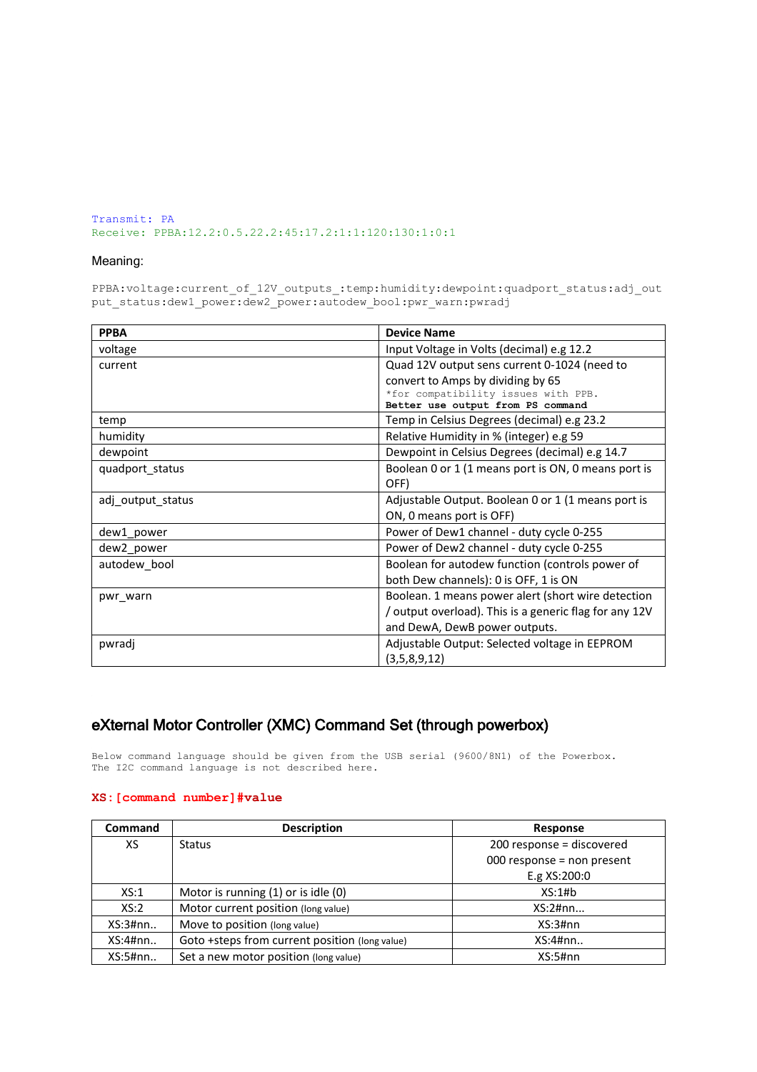```
Transmit: PA
Receive: PPBA:12.2:0.5.22.2:45:17.2:1:1:120:130:1:0:1
```

Meaning:

```
PPBA:voltage:current_of_12V_outputs_:temp:humidity:dewpoint:quadport_status:adj_output_status:dew1_power:dew2_power:autodew_bool:pwr_warn:pwradj
```

| PPBA | Device Name |
|---|---|
| voltage | Input Voltage in Volts (decimal) e.g 12.2 |
| current | Quad 12V output sens current 0-1024 (need to convert to Amps by dividing by 65 *for compatibility issues with PPB. **Better use output from PS command** |
| temp | Temp in Celsius Degrees (decimal) e.g 23.2 |
| humidity | Relative Humidity in % (integer) e.g 59 |
| dewpoint | Dewpoint in Celsius Degrees (decimal) e.g 14.7 |
| quadport_status | Boolean 0 or 1 (1 means port is ON, 0 means port is OFF) |
| adj_output_status | Adjustable Output. Boolean 0 or 1 (1 means port is ON, 0 means port is OFF) |
| dew1_power | Power of Dew1 channel - duty cycle 0-255 |
| dew2_power | Power of Dew2 channel - duty cycle 0-255 |
| autodew_bool | Boolean for autodew function (controls power of both Dew channels): 0 is OFF, 1 is ON |
| pwr_warn | Boolean. 1 means power alert (short wire detection / output overload). This is a generic flag for any 12V and DewA, DewB power outputs. |
| pwradj | Adjustable Output: Selected voltage in EEPROM (3,5,8,9,12) |

## eXternal Motor Controller (XMC) Command Set (through powerbox)

```
Below command language should be given from the USB serial (9600/8N1) of the Powerbox.
The I2C command language is not described here.
```

**XS:[command number]#value**

| Command | Description | Response |
|---|---|---|
| XS | Status | 200 response = discovered<br>000 response = non present<br>E.g XS:200:0 |
| XS:1 | Motor is running (1) or is idle (0) | XS:1#b |
| XS:2 | Motor current position (long value) | XS:2#nn... |
| XS:3#nn.. | Move to position (long value) | XS:3#nn |
| XS:4#nn.. | Goto +steps from current position (long value) | XS:4#nn.. |
| XS:5#nn.. | Set a new motor position (long value) | XS:5#nn |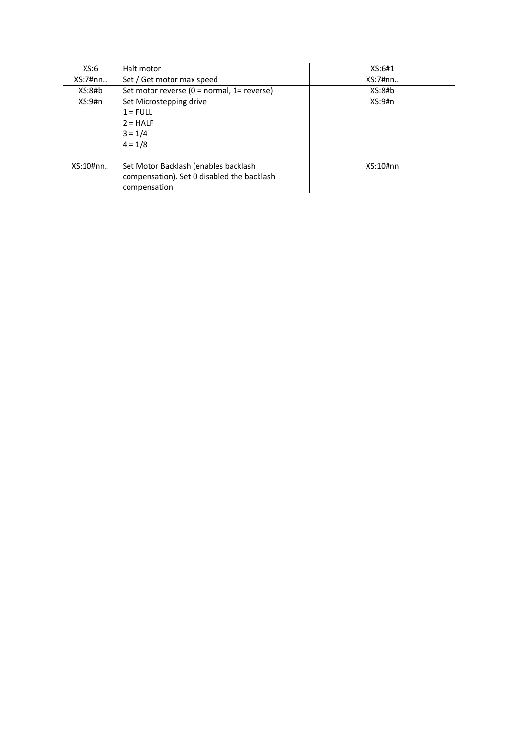| | | |
|---|---|---|
| XS:6 | Halt motor | XS:6#1 |
| XS:7#nn.. | Set / Get motor max speed | XS:7#nn.. |
| XS:8#b | Set motor reverse (0 = normal, 1= reverse) | XS:8#b |
| XS:9#n | Set Microstepping drive<br>1 = FULL<br>2 = HALF<br>3 = 1/4<br>4 = 1/8 | XS:9#n |
| XS:10#nn.. | Set Motor Backlash (enables backlash compensation). Set 0 disabled the backlash compensation | XS:10#nn |